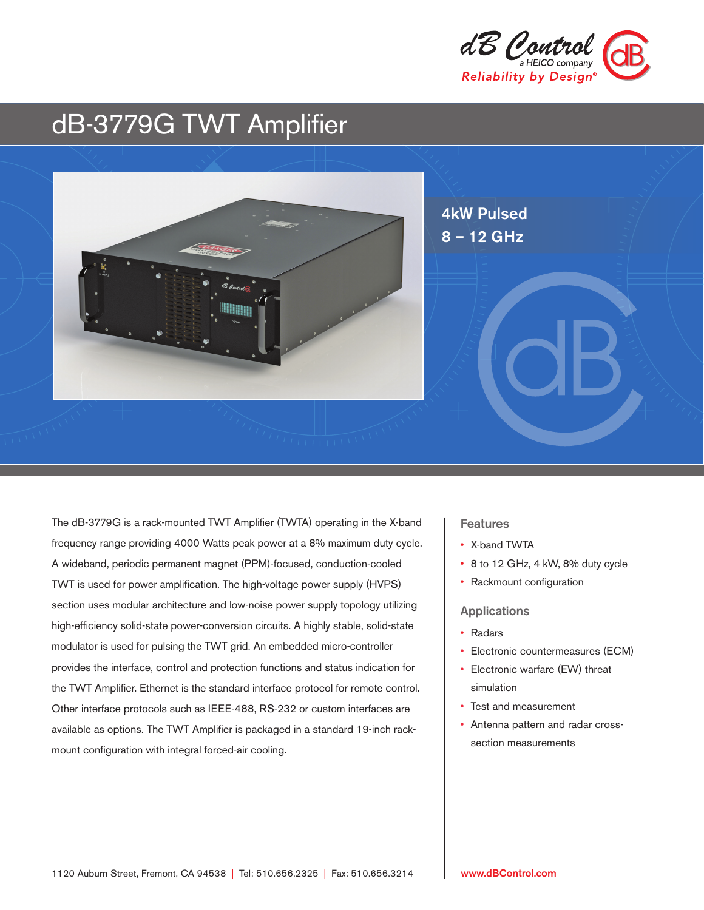dB Control
a HEICO company
Reliability by Design®

# dB-3779G TWT Amplifier

4kW Pulsed
8 – 12 GHz

The dB-3779G is a rack-mounted TWT Amplifier (TWTA) operating in the X-band frequency range providing 4000 Watts peak power at a 8% maximum duty cycle. A wideband, periodic permanent magnet (PPM)-focused, conduction-cooled TWT is used for power amplification. The high-voltage power supply (HVPS) section uses modular architecture and low-noise power supply topology utilizing high-efficiency solid-state power-conversion circuits. A highly stable, solid-state modulator is used for pulsing the TWT grid. An embedded micro-controller provides the interface, control and protection functions and status indication for the TWT Amplifier. Ethernet is the standard interface protocol for remote control. Other interface protocols such as IEEE-488, RS-232 or custom interfaces are available as options. The TWT Amplifier is packaged in a standard 19-inch rack-mount configuration with integral forced-air cooling.

## Features

- X-band TWTA
- 8 to 12 GHz, 4 kW, 8% duty cycle
- Rackmount configuration

## Applications

- Radars
- Electronic countermeasures (ECM)
- Electronic warfare (EW) threat simulation
- Test and measurement
- Antenna pattern and radar cross-section measurements

1120 Auburn Street, Fremont, CA 94538 | Tel: 510.656.2325 | Fax: 510.656.3214

www.dBControl.com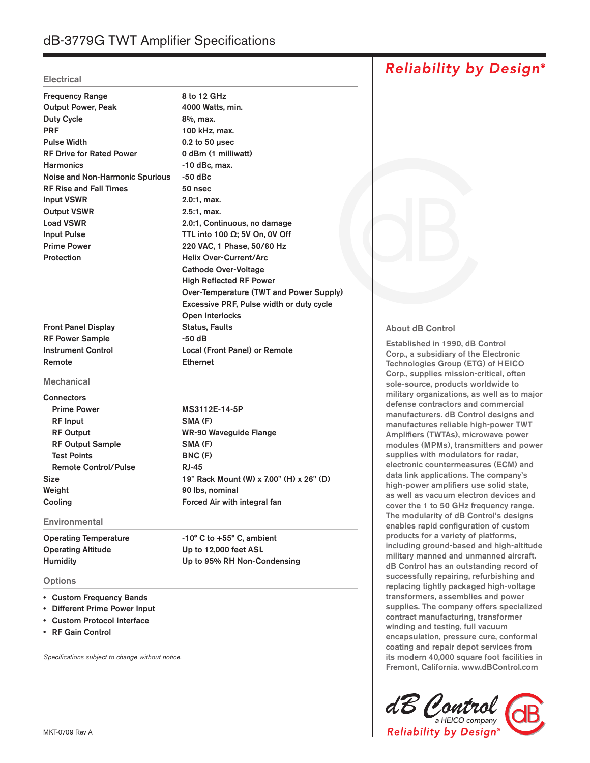# dB-3779G TWT Amplifier Specifications

## Electrical

| | |
|---|---|
| Frequency Range | 8 to 12 GHz |
| Output Power, Peak | 4000 Watts, min. |
| Duty Cycle | 8%, max. |
| PRF | 100 kHz, max. |
| Pulse Width | 0.2 to 50 µsec |
| RF Drive for Rated Power | 0 dBm (1 milliwatt) |
| Harmonics | -10 dBc, max. |
| Noise and Non-Harmonic Spurious | -50 dBc |
| RF Rise and Fall Times | 50 nsec |
| Input VSWR | 2.0:1, max. |
| Output VSWR | 2.5:1, max. |
| Load VSWR | 2.0:1, Continuous, no damage |
| Input Pulse | TTL into 100 Ω; 5V On, 0V Off |
| Prime Power | 220 VAC, 1 Phase, 50/60 Hz |
| Protection | Helix Over-Current/Arc |
| | Cathode Over-Voltage |
| | High Reflected RF Power |
| | Over-Temperature (TWT and Power Supply) |
| | Excessive PRF, Pulse width or duty cycle |
| | Open Interlocks |
| Front Panel Display | Status, Faults |
| RF Power Sample | -50 dB |
| Instrument Control | Local (Front Panel) or Remote |
| Remote | Ethernet |

## Mechanical

| | |
|---|---|
| Connectors | |
| Prime Power | MS3112E-14-5P |
| RF Input | SMA (F) |
| RF Output | WR-90 Waveguide Flange |
| RF Output Sample | SMA (F) |
| Test Points | BNC (F) |
| Remote Control/Pulse | RJ-45 |
| Size | 19" Rack Mount (W) x 7.00" (H) x 26" (D) |
| Weight | 90 lbs, nominal |
| Cooling | Forced Air with integral fan |

## Environmental

| | |
|---|---|
| Operating Temperature | -10° C to +55° C, ambient |
| Operating Altitude | Up to 12,000 feet ASL |
| Humidity | Up to 95% RH Non-Condensing |

## Options

- Custom Frequency Bands
- Different Prime Power Input
- Custom Protocol Interface
- RF Gain Control

*Specifications subject to change without notice.*

MKT-0709 Rev A

*Reliability by Design®*

### About dB Control

Established in 1990, dB Control Corp., a subsidiary of the Electronic Technologies Group (ETG) of HEICO Corp., supplies mission-critical, often sole-source, products worldwide to military organizations, as well as to major defense contractors and commercial manufacturers. dB Control designs and manufactures reliable high-power TWT Amplifiers (TWTAs), microwave power modules (MPMs), transmitters and power supplies with modulators for radar, electronic countermeasures (ECM) and data link applications. The company's high-power amplifiers use solid state, as well as vacuum electron devices and cover the 1 to 50 GHz frequency range. The modularity of dB Control's designs enables rapid configuration of custom products for a variety of platforms, including ground-based and high-altitude military manned and unmanned aircraft. dB Control has an outstanding record of successfully repairing, refurbishing and replacing tightly packaged high-voltage transformers, assemblies and power supplies. The company offers specialized contract manufacturing, transformer winding and testing, full vacuum encapsulation, pressure cure, conformal coating and repair depot services from its modern 40,000 square foot facilities in Fremont, California. www.dBControl.com

dB Control
a HEICO company
*Reliability by Design®*